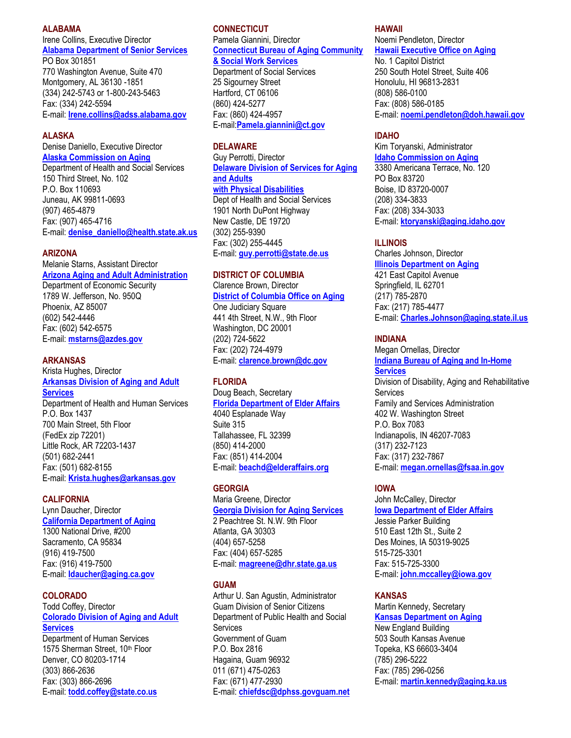**ALABAMA**
Irene Collins, Executive Director
**Alabama Department of Senior Services**
PO Box 301851
770 Washington Avenue, Suite 470
Montgomery, AL 36130 -1851
(334) 242-5743 or 1-800-243-5463
Fax: (334) 242-5594
E-mail: **Irene.collins@adss.alabama.gov**

**ALASKA**
Denise Daniello, Executive Director
**Alaska Commission on Aging**
Department of Health and Social Services
150 Third Street, No. 102
P.O. Box 110693
Juneau, AK 99811-0693
(907) 465-4879
Fax: (907) 465-4716
E-mail: **denise_daniello@health.state.ak.us**

**ARIZONA**
Melanie Starns, Assistant Director
**Arizona Aging and Adult Administration**
Department of Economic Security
1789 W. Jefferson, No. 950Q
Phoenix, AZ 85007
(602) 542-4446
Fax: (602) 542-6575
E-mail: **mstarns@azdes.gov**

**ARKANSAS**
Krista Hughes, Director
**Arkansas Division of Aging and Adult Services**
Department of Health and Human Services
P.O. Box 1437
700 Main Street, 5th Floor
(FedEx zip 72201)
Little Rock, AR 72203-1437
(501) 682-2441
Fax: (501) 682-8155
E-mail: **Krista.hughes@arkansas.gov**

**CALIFORNIA**
Lynn Daucher, Director
**California Department of Aging**
1300 National Drive, #200
Sacramento, CA 95834
(916) 419-7500
Fax: (916) 419-7500
E-mail: **ldaucher@aging.ca.gov**

**COLORADO**
Todd Coffey, Director
**Colorado Division of Aging and Adult Services**
Department of Human Services
1575 Sherman Street, 10th Floor
Denver, CO 80203-1714
(303) 866-2636
Fax: (303) 866-2696
E-mail: **todd.coffey@state.co.us**

**CONNECTICUT**
Pamela Giannini, Director
**Connecticut Bureau of Aging Community & Social Work Services**
Department of Social Services
25 Sigourney Street
Hartford, CT 06106
(860) 424-5277
Fax: (860) 424-4957
E-mail:**Pamela.giannini@ct.gov**

**DELAWARE**
Guy Perrotti, Director
**Delaware Division of Services for Aging and Adults with Physical Disabilities**
Dept of Health and Social Services
1901 North DuPont Highway
New Castle, DE 19720
(302) 255-9390
Fax: (302) 255-4445
E-mail: **guy.perrotti@state.de.us**

**DISTRICT OF COLUMBIA**
Clarence Brown, Director
**District of Columbia Office on Aging**
One Judiciary Square
441 4th Street, N.W., 9th Floor
Washington, DC 20001
(202) 724-5622
Fax: (202) 724-4979
E-mail: **clarence.brown@dc.gov**

**FLORIDA**
Doug Beach, Secretary
**Florida Department of Elder Affairs**
4040 Esplanade Way
Suite 315
Tallahassee, FL 32399
(850) 414-2000
Fax: (851) 414-2004
E-mail: **beachd@elderaffairs.org**

**GEORGIA**
Maria Greene, Director
**Georgia Division for Aging Services**
2 Peachtree St. N.W. 9th Floor
Atlanta, GA 30303
(404) 657-5258
Fax: (404) 657-5285
E-mail: **magreene@dhr.state.ga.us**

**GUAM**
Arthur U. San Agustin, Administrator
Guam Division of Senior Citizens
Department of Public Health and Social Services
Government of Guam
P.O. Box 2816
Hagaina, Guam 96932
011 (671) 475-0263
Fax: (671) 477-2930
E-mail: **chiefdsc@dphss.govguam.net**

**HAWAII**
Noemi Pendleton, Director
**Hawaii Executive Office on Aging**
No. 1 Capitol District
250 South Hotel Street, Suite 406
Honolulu, HI 96813-2831
(808) 586-0100
Fax: (808) 586-0185
E-mail: **noemi.pendleton@doh.hawaii.gov**

**IDAHO**
Kim Toryanski, Administrator
**Idaho Commission on Aging**
3380 Americana Terrace, No. 120
PO Box 83720
Boise, ID 83720-0007
(208) 334-3833
Fax: (208) 334-3033
E-mail: **ktoryanski@aging.idaho.gov**

**ILLINOIS**
Charles Johnson, Director
**Illinois Department on Aging**
421 East Capitol Avenue
Springfield, IL 62701
(217) 785-2870
Fax: (217) 785-4477
E-mail: **Charles.Johnson@aging.state.il.us**

**INDIANA**
Megan Ornellas, Director
**Indiana Bureau of Aging and In-Home Services**
Division of Disability, Aging and Rehabilitative Services
Family and Services Administration
402 W. Washington Street
P.O. Box 7083
Indianapolis, IN 46207-7083
(317) 232-7123
Fax: (317) 232-7867
E-mail: **megan.ornellas@fsaa.in.gov**

**IOWA**
John McCalley, Director
**Iowa Department of Elder Affairs**
Jessie Parker Building
510 East 12th St., Suite 2
Des Moines, IA 50319-9025
515-725-3301
Fax: 515-725-3300
E-mail: **john.mccalley@iowa.gov**

**KANSAS**
Martin Kennedy, Secretary
**Kansas Department on Aging**
New England Building
503 South Kansas Avenue
Topeka, KS 66603-3404
(785) 296-5222
Fax: (785) 296-0256
E-mail: **martin.kennedy@aging.ka.us**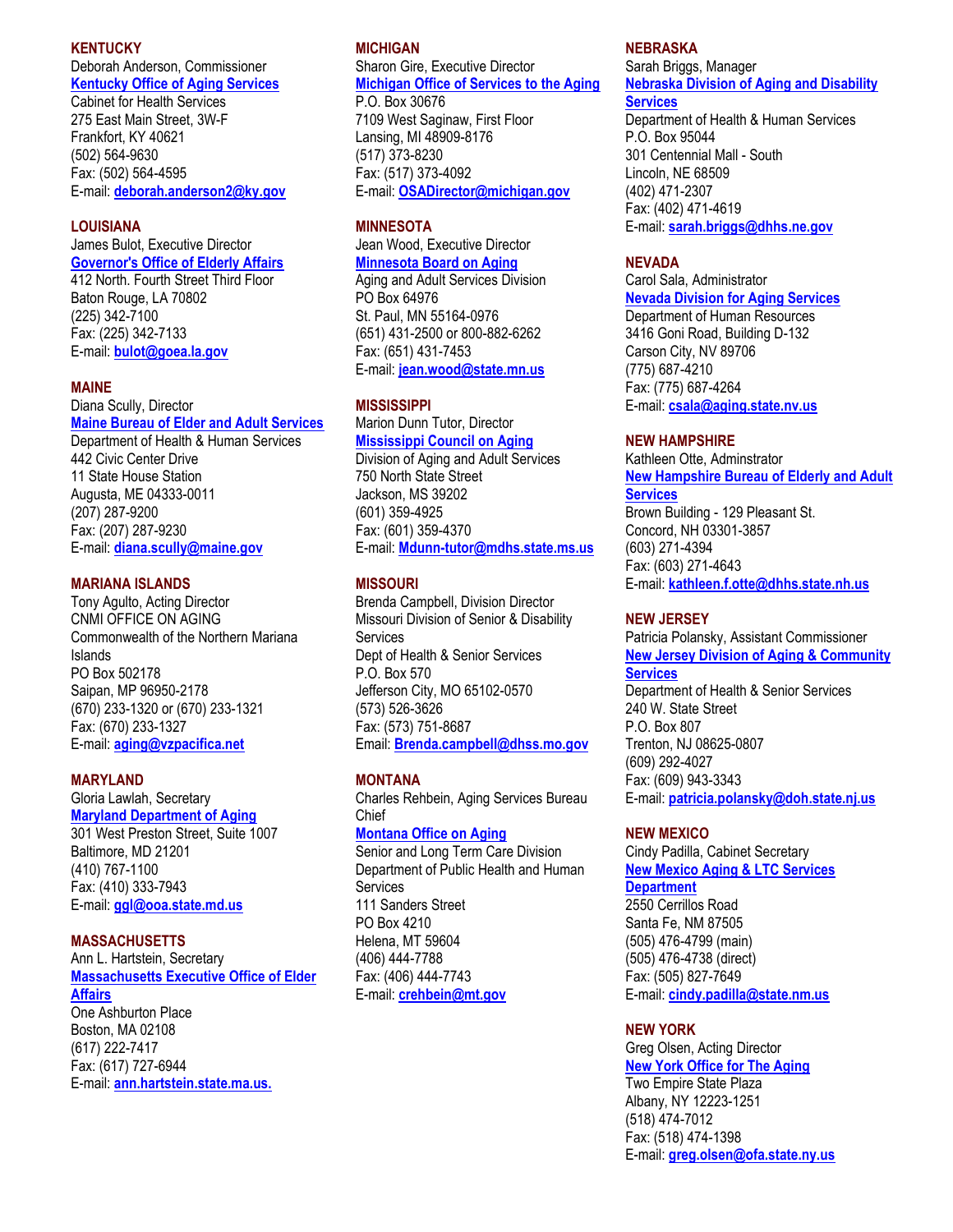**KENTUCKY**
Deborah Anderson, Commissioner
**Kentucky Office of Aging Services**
Cabinet for Health Services
275 East Main Street, 3W-F
Frankfort, KY 40621
(502) 564-9630
Fax: (502) 564-4595
E-mail: **deborah.anderson2@ky.gov**

**LOUISIANA**
James Bulot, Executive Director
**Governor's Office of Elderly Affairs**
412 North. Fourth Street Third Floor
Baton Rouge, LA 70802
(225) 342-7100
Fax: (225) 342-7133
E-mail: **bulot@goea.la.gov**

**MAINE**
Diana Scully, Director
**Maine Bureau of Elder and Adult Services**
Department of Health & Human Services
442 Civic Center Drive
11 State House Station
Augusta, ME 04333-0011
(207) 287-9200
Fax: (207) 287-9230
E-mail: **diana.scully@maine.gov**

**MARIANA ISLANDS**
Tony Agulto, Acting Director
CNMI OFFICE ON AGING
Commonwealth of the Northern Mariana Islands
PO Box 502178
Saipan, MP 96950-2178
(670) 233-1320 or (670) 233-1321
Fax: (670) 233-1327
E-mail: **aging@vzpacifica.net**

**MARYLAND**
Gloria Lawlah, Secretary
**Maryland Department of Aging**
301 West Preston Street, Suite 1007
Baltimore, MD 21201
(410) 767-1100
Fax: (410) 333-7943
E-mail: **ggl@ooa.state.md.us**

**MASSACHUSETTS**
Ann L. Hartstein, Secretary
**Massachusetts Executive Office of Elder Affairs**
One Ashburton Place
Boston, MA 02108
(617) 222-7417
Fax: (617) 727-6944
E-mail: **ann.hartstein.state.ma.us.**

**MICHIGAN**
Sharon Gire, Executive Director
**Michigan Office of Services to the Aging**
P.O. Box 30676
7109 West Saginaw, First Floor
Lansing, MI 48909-8176
(517) 373-8230
Fax: (517) 373-4092
E-mail: **OSADirector@michigan.gov**

**MINNESOTA**
Jean Wood, Executive Director
**Minnesota Board on Aging**
Aging and Adult Services Division
PO Box 64976
St. Paul, MN 55164-0976
(651) 431-2500 or 800-882-6262
Fax: (651) 431-7453
E-mail: **jean.wood@state.mn.us**

**MISSISSIPPI**
Marion Dunn Tutor, Director
**Mississippi Council on Aging**
Division of Aging and Adult Services
750 North State Street
Jackson, MS 39202
(601) 359-4925
Fax: (601) 359-4370
E-mail: **Mdunn-tutor@mdhs.state.ms.us**

**MISSOURI**
Brenda Campbell, Division Director
Missouri Division of Senior & Disability Services
Dept of Health & Senior Services
P.O. Box 570
Jefferson City, MO 65102-0570
(573) 526-3626
Fax: (573) 751-8687
Email: **Brenda.campbell@dhss.mo.gov**

**MONTANA**
Charles Rehbein, Aging Services Bureau Chief
**Montana Office on Aging**
Senior and Long Term Care Division
Department of Public Health and Human Services
111 Sanders Street
PO Box 4210
Helena, MT 59604
(406) 444-7788
Fax: (406) 444-7743
E-mail: **crehbein@mt.gov**

**NEBRASKA**
Sarah Briggs, Manager
**Nebraska Division of Aging and Disability Services**
Department of Health & Human Services
P.O. Box 95044
301 Centennial Mall - South
Lincoln, NE 68509
(402) 471-2307
Fax: (402) 471-4619
E-mail: **sarah.briggs@dhhs.ne.gov**

**NEVADA**
Carol Sala, Administrator
**Nevada Division for Aging Services**
Department of Human Resources
3416 Goni Road, Building D-132
Carson City, NV 89706
(775) 687-4210
Fax: (775) 687-4264
E-mail: **csala@aging.state.nv.us**

**NEW HAMPSHIRE**
Kathleen Otte, Adminstrator
**New Hampshire Bureau of Elderly and Adult Services**
Brown Building - 129 Pleasant St.
Concord, NH 03301-3857
(603) 271-4394
Fax: (603) 271-4643
E-mail: **kathleen.f.otte@dhhs.state.nh.us**

**NEW JERSEY**
Patricia Polansky, Assistant Commissioner
**New Jersey Division of Aging & Community Services**
Department of Health & Senior Services
240 W. State Street
P.O. Box 807
Trenton, NJ 08625-0807
(609) 292-4027
Fax: (609) 943-3343
E-mail: **patricia.polansky@doh.state.nj.us**

**NEW MEXICO**
Cindy Padilla, Cabinet Secretary
**New Mexico Aging & LTC Services Department**
2550 Cerrillos Road
Santa Fe, NM 87505
(505) 476-4799 (main)
(505) 476-4738 (direct)
Fax: (505) 827-7649
E-mail: **cindy.padilla@state.nm.us**

**NEW YORK**
Greg Olsen, Acting Director
**New York Office for The Aging**
Two Empire State Plaza
Albany, NY 12223-1251
(518) 474-7012
Fax: (518) 474-1398
E-mail: **greg.olsen@ofa.state.ny.us**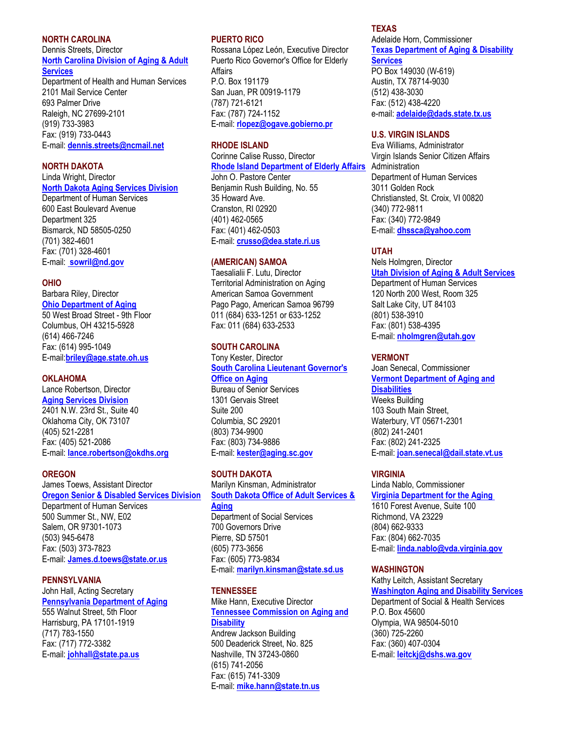**NORTH CAROLINA**
Dennis Streets, Director
**North Carolina Division of Aging & Adult Services**
Department of Health and Human Services
2101 Mail Service Center
693 Palmer Drive
Raleigh, NC 27699-2101
(919) 733-3983
Fax: (919) 733-0443
E-mail: **dennis.streets@ncmail.net**

**NORTH DAKOTA**
Linda Wright, Director
**North Dakota Aging Services Division**
Department of Human Services
600 East Boulevard Avenue
Department 325
Bismarck, ND 58505-0250
(701) 382-4601
Fax: (701) 328-4601
E-mail: **sowril@nd.gov**

**OHIO**
Barbara Riley, Director
**Ohio Department of Aging**
50 West Broad Street - 9th Floor
Columbus, OH 43215-5928
(614) 466-7246
Fax: (614) 995-1049
E-mail:**briley@age.state.oh.us**

**OKLAHOMA**
Lance Robertson, Director
**Aging Services Division**
2401 N.W. 23rd St., Suite 40
Oklahoma City, OK 73107
(405) 521-2281
Fax: (405) 521-2086
E-mail: **lance.robertson@okdhs.org**

**OREGON**
James Toews, Assistant Director
**Oregon Senior & Disabled Services Division**
Department of Human Services
500 Summer St., NW, E02
Salem, OR 97301-1073
(503) 945-6478
Fax: (503) 373-7823
E-mail: **James.d.toews@state.or.us**

**PENNSYLVANIA**
John Hall, Acting Secretary
**Pennsylvania Department of Aging**
555 Walnut Street, 5th Floor
Harrisburg, PA 17101-1919
(717) 783-1550
Fax: (717) 772-3382
E-mail: **johhall@state.pa.us**

**PUERTO RICO**
Rossana López León, Executive Director
Puerto Rico Governor's Office for Elderly Affairs
P.O. Box 191179
San Juan, PR 00919-1179
(787) 721-6121
Fax: (787) 724-1152
E-mail: **rlopez@ogave.gobierno.pr**

**RHODE ISLAND**
Corinne Calise Russo, Director
**Rhode Island Department of Elderly Affairs**
John O. Pastore Center
Benjamin Rush Building, No. 55
35 Howard Ave.
Cranston, RI 02920
(401) 462-0565
Fax: (401) 462-0503
E-mail: **crusso@dea.state.ri.us**

**(AMERICAN) SAMOA**
Taesalialii F. Lutu, Director
Territorial Administration on Aging
American Samoa Government
Pago Pago, American Samoa 96799
011 (684) 633-1251 or 633-1252
Fax: 011 (684) 633-2533

**SOUTH CAROLINA**
Tony Kester, Director
**South Carolina Lieutenant Governor's Office on Aging**
Bureau of Senior Services
1301 Gervais Street
Suite 200
Columbia, SC 29201
(803) 734-9900
Fax: (803) 734-9886
E-mail: **kester@aging.sc.gov**

**SOUTH DAKOTA**
Marilyn Kinsman, Administrator
**South Dakota Office of Adult Services & Aging**
Department of Social Services
700 Governors Drive
Pierre, SD 57501
(605) 773-3656
Fax: (605) 773-9834
E-mail: **marilyn.kinsman@state.sd.us**

**TENNESSEE**
Mike Hann, Executive Director
**Tennessee Commission on Aging and Disability**
Andrew Jackson Building
500 Deaderick Street, No. 825
Nashville, TN 37243-0860
(615) 741-2056
Fax: (615) 741-3309
E-mail: **mike.hann@state.tn.us**

**TEXAS**
Adelaide Horn, Commissioner
**Texas Department of Aging & Disability Services**
PO Box 149030 (W-619)
Austin, TX 78714-9030
(512) 438-3030
Fax: (512) 438-4220
e-mail: **adelaide@dads.state.tx.us**

**U.S. VIRGIN ISLANDS**
Eva Williams, Administrator
Virgin Islands Senior Citizen Affairs Administration
Department of Human Services
3011 Golden Rock
Christiansted, St. Croix, VI 00820
(340) 772-9811
Fax: (340) 772-9849
E-mail: **dhssca@yahoo.com**

**UTAH**
Nels Holmgren, Director
**Utah Division of Aging & Adult Services**
Department of Human Services
120 North 200 West, Room 325
Salt Lake City, UT 84103
(801) 538-3910
Fax: (801) 538-4395
E-mail: **nholmgren@utah.gov**

**VERMONT**
Joan Senecal, Commissioner
**Vermont Department of Aging and Disabilities**
Weeks Building
103 South Main Street,
Waterbury, VT 05671-2301
(802) 241-2401
Fax: (802) 241-2325
E-mail: **joan.senecal@dail.state.vt.us**

**VIRGINIA**
Linda Nablo, Commissioner
**Virginia Department for the Aging**
1610 Forest Avenue, Suite 100
Richmond, VA 23229
(804) 662-9333
Fax: (804) 662-7035
E-mail: **linda.nablo@vda.virginia.gov**

**WASHINGTON**
Kathy Leitch, Assistant Secretary
**Washington Aging and Disability Services**
Department of Social & Health Services
P.O. Box 45600
Olympia, WA 98504-5010
(360) 725-2260
Fax: (360) 407-0304
E-mail: **leitckj@dshs.wa.gov**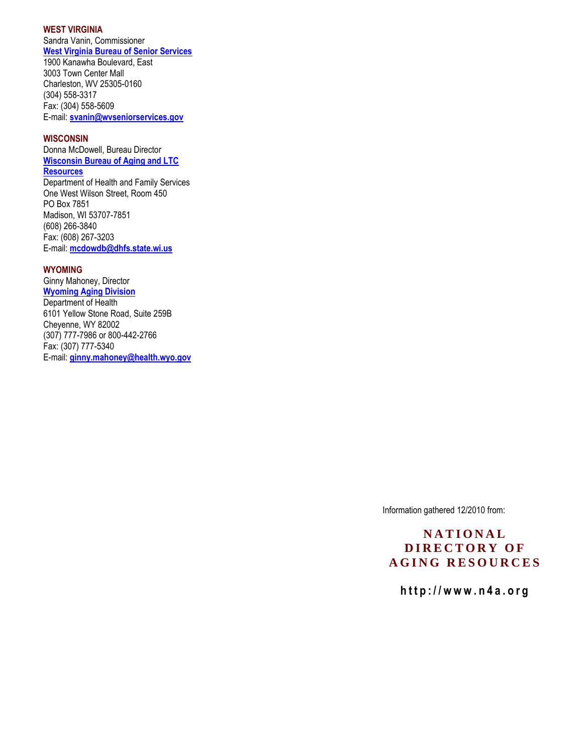### WEST VIRGINIA

Sandra Vanin, Commissioner
**West Virginia Bureau of Senior Services**
1900 Kanawha Boulevard, East
3003 Town Center Mall
Charleston, WV 25305-0160
(304) 558-3317
Fax: (304) 558-5609
E-mail: **svanin@wvseniorservices.gov**

### WISCONSIN

Donna McDowell, Bureau Director
**Wisconsin Bureau of Aging and LTC Resources**
Department of Health and Family Services
One West Wilson Street, Room 450
PO Box 7851
Madison, WI 53707-7851
(608) 266-3840
Fax: (608) 267-3203
E-mail: **mcdowdb@dhfs.state.wi.us**

### WYOMING

Ginny Mahoney, Director
**Wyoming Aging Division**
Department of Health
6101 Yellow Stone Road, Suite 259B
Cheyenne, WY 82002
(307) 777-7986 or 800-442-2766
Fax: (307) 777-5340
E-mail: **ginny.mahoney@health.wyo.gov**

Information gathered 12/2010 from:

**NATIONAL DIRECTORY OF AGING RESOURCES**

**http://www.n4a.org**